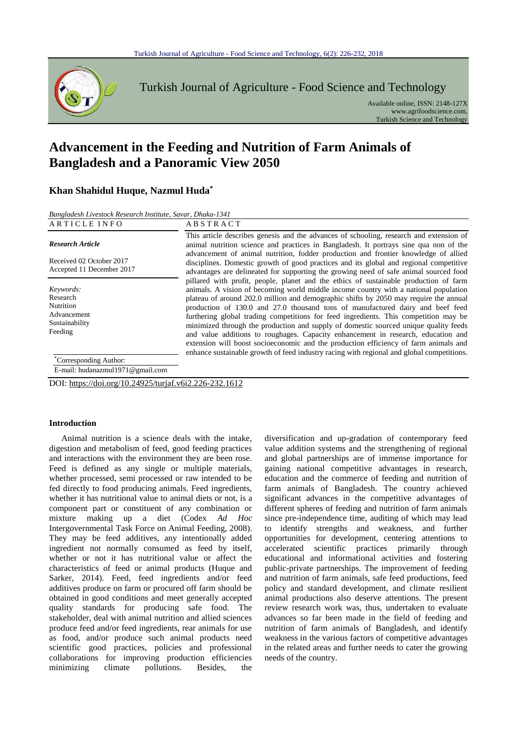Turkish Journal of Agriculture - Food Science and Technology

Available online, ISSN: 2148-127X
www.agrifoodscience.com,
Turkish Science and Technology

# Advancement in the Feeding and Nutrition of Farm Animals of Bangladesh and a Panoramic View 2050

**Khan Shahidul Huque, Nazmul Huda[*]**

*Bangladesh Livestock Research Institute, Savar, Dhaka-1341*

| ARTICLE INFO | ABSTRACT |
|---|---|
| *Research Article*<br><br>Received 02 October 2017<br>Accepted 11 December 2017<br><br>*Keywords:*<br>Research<br>Nutrition<br>Advancement<br>Sustainability<br>Feeding<br><br>[*]Corresponding Author:<br>E-mail: hudanazmul1971@gmail.com | This article describes genesis and the advances of schooling, research and extension of animal nutrition science and practices in Bangladesh. It portrays sine qua non of the advancement of animal nutrition, fodder production and frontier knowledge of allied disciplines. Domestic growth of good practices and its global and regional competitive advantages are delineated for supporting the growing need of safe animal sourced food pillared with profit, people, planet and the ethics of sustainable production of farm animals. A vision of becoming world middle income country with a national population plateau of around 202.0 million and demographic shifts by 2050 may require the annual production of 130.0 and 27.0 thousand tons of manufactured dairy and beef feed furthering global trading competitions for feed ingredients. This competition may be minimized through the production and supply of domestic sourced unique quality feeds and value additions to roughages. Capacity enhancement in research, education and extension will boost socioeconomic and the production efficiency of farm animals and enhance sustainable growth of feed industry racing with regional and global competitions. |

DOI: https://doi.org/10.24925/turjaf.v6i2.226-232.1612

## Introduction

Animal nutrition is a science deals with the intake, digestion and metabolism of feed, good feeding practices and interactions with the environment they are been rose. Feed is defined as any single or multiple materials, whether processed, semi processed or raw intended to be fed directly to food producing animals. Feed ingredients, whether it has nutritional value to animal diets or not, is a component part or constituent of any combination or mixture making up a diet (Codex *Ad Hoc* Intergovernmental Task Force on Animal Feeding, 2008). They may be feed additives, any intentionally added ingredient not normally consumed as feed by itself, whether or not it has nutritional value or affect the characteristics of feed or animal products (Huque and Sarker, 2014). Feed, feed ingredients and/or feed additives produce on farm or procured off farm should be obtained in good conditions and meet generally accepted quality standards for producing safe food. The stakeholder, deal with animal nutrition and allied sciences produce feed and/or feed ingredients, rear animals for use as food, and/or produce such animal products need scientific good practices, policies and professional collaborations for improving production efficiencies minimizing climate pollutions. Besides, the diversification and up-gradation of contemporary feed value addition systems and the strengthening of regional and global partnerships are of immense importance for gaining national competitive advantages in research, education and the commerce of feeding and nutrition of farm animals of Bangladesh. The country achieved significant advances in the competitive advantages of different spheres of feeding and nutrition of farm animals since pre-independence time, auditing of which may lead to identify strengths and weakness, and further opportunities for development, centering attentions to accelerated scientific practices primarily through educational and informational activities and fostering public-private partnerships. The improvement of feeding and nutrition of farm animals, safe feed productions, feed policy and standard development, and climate resilient animal productions also deserve attentions. The present review research work was, thus, undertaken to evaluate advances so far been made in the field of feeding and nutrition of farm animals of Bangladesh, and identify weakness in the various factors of competitive advantages in the related areas and further needs to cater the growing needs of the country.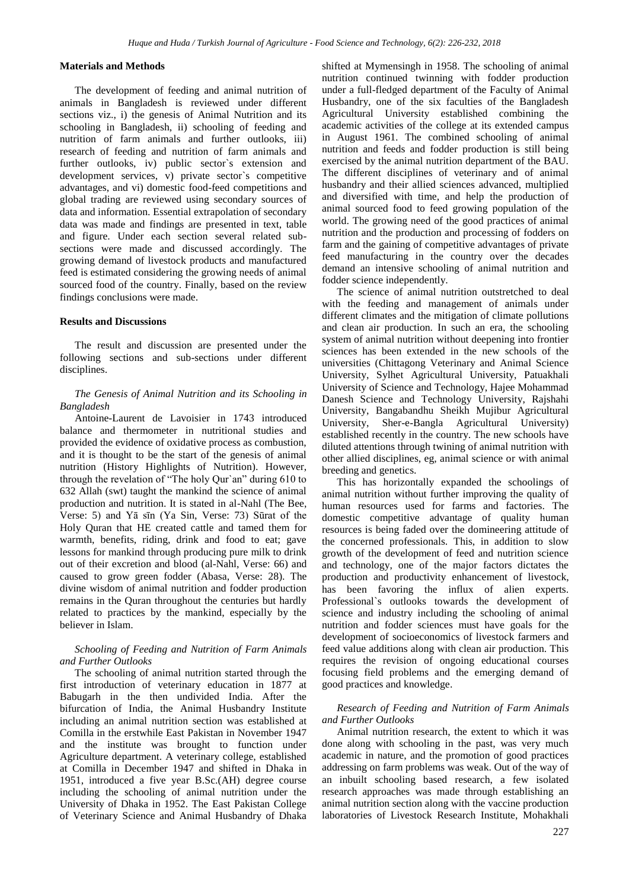## Materials and Methods

The development of feeding and animal nutrition of animals in Bangladesh is reviewed under different sections viz., i) the genesis of Animal Nutrition and its schooling in Bangladesh, ii) schooling of feeding and nutrition of farm animals and further outlooks, iii) research of feeding and nutrition of farm animals and further outlooks, iv) public sector`s extension and development services, v) private sector`s competitive advantages, and vi) domestic food-feed competitions and global trading are reviewed using secondary sources of data and information. Essential extrapolation of secondary data was made and findings are presented in text, table and figure. Under each section several related sub-sections were made and discussed accordingly. The growing demand of livestock products and manufactured feed is estimated considering the growing needs of animal sourced food of the country. Finally, based on the review findings conclusions were made.

## Results and Discussions

The result and discussion are presented under the following sections and sub-sections under different disciplines.

### *The Genesis of Animal Nutrition and its Schooling in Bangladesh*

Antoine-Laurent de Lavoisier in 1743 introduced balance and thermometer in nutritional studies and provided the evidence of oxidative process as combustion, and it is thought to be the start of the genesis of animal nutrition (History Highlights of Nutrition). However, through the revelation of "The holy Qur`an" during 610 to 632 Allah (swt) taught the mankind the science of animal production and nutrition. It is stated in al-Nahl (The Bee, Verse: 5) and Yā sīn (Ya Sin, Verse: 73) Sūrat of the Holy Quran that HE created cattle and tamed them for warmth, benefits, riding, drink and food to eat; gave lessons for mankind through producing pure milk to drink out of their excretion and blood (al-Nahl, Verse: 66) and caused to grow green fodder (Abasa, Verse: 28). The divine wisdom of animal nutrition and fodder production remains in the Quran throughout the centuries but hardly related to practices by the mankind, especially by the believer in Islam.

### *Schooling of Feeding and Nutrition of Farm Animals and Further Outlooks*

The schooling of animal nutrition started through the first introduction of veterinary education in 1877 at Babugarh in the then undivided India. After the bifurcation of India, the Animal Husbandry Institute including an animal nutrition section was established at Comilla in the erstwhile East Pakistan in November 1947 and the institute was brought to function under Agriculture department. A veterinary college, established at Comilla in December 1947 and shifted in Dhaka in 1951, introduced a five year B.Sc.(AH) degree course including the schooling of animal nutrition under the University of Dhaka in 1952. The East Pakistan College of Veterinary Science and Animal Husbandry of Dhaka shifted at Mymensingh in 1958. The schooling of animal nutrition continued twinning with fodder production under a full-fledged department of the Faculty of Animal Husbandry, one of the six faculties of the Bangladesh Agricultural University established combining the academic activities of the college at its extended campus in August 1961. The combined schooling of animal nutrition and feeds and fodder production is still being exercised by the animal nutrition department of the BAU. The different disciplines of veterinary and of animal husbandry and their allied sciences advanced, multiplied and diversified with time, and help the production of animal sourced food to feed growing population of the world. The growing need of the good practices of animal nutrition and the production and processing of fodders on farm and the gaining of competitive advantages of private feed manufacturing in the country over the decades demand an intensive schooling of animal nutrition and fodder science independently.

The science of animal nutrition outstretched to deal with the feeding and management of animals under different climates and the mitigation of climate pollutions and clean air production. In such an era, the schooling system of animal nutrition without deepening into frontier sciences has been extended in the new schools of the universities (Chittagong Veterinary and Animal Science University, Sylhet Agricultural University, Patuakhali University of Science and Technology, Hajee Mohammad Danesh Science and Technology University, Rajshahi University, Bangabandhu Sheikh Mujibur Agricultural University, Sher-e-Bangla Agricultural University) established recently in the country. The new schools have diluted attentions through twining of animal nutrition with other allied disciplines, eg, animal science or with animal breeding and genetics.

This has horizontally expanded the schoolings of animal nutrition without further improving the quality of human resources used for farms and factories. The domestic competitive advantage of quality human resources is being faded over the domineering attitude of the concerned professionals. This, in addition to slow growth of the development of feed and nutrition science and technology, one of the major factors dictates the production and productivity enhancement of livestock, has been favoring the influx of alien experts. Professional`s outlooks towards the development of science and industry including the schooling of animal nutrition and fodder sciences must have goals for the development of socioeconomics of livestock farmers and feed value additions along with clean air production. This requires the revision of ongoing educational courses focusing field problems and the emerging demand of good practices and knowledge.

### *Research of Feeding and Nutrition of Farm Animals and Further Outlooks*

Animal nutrition research, the extent to which it was done along with schooling in the past, was very much academic in nature, and the promotion of good practices addressing on farm problems was weak. Out of the way of an inbuilt schooling based research, a few isolated research approaches was made through establishing an animal nutrition section along with the vaccine production laboratories of Livestock Research Institute, Mohakhali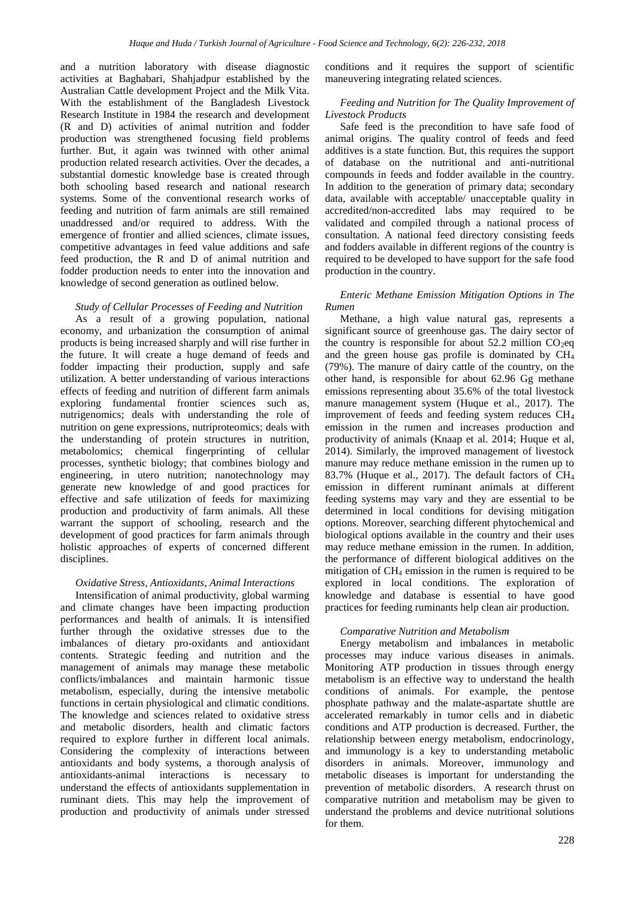and a nutrition laboratory with disease diagnostic activities at Baghabari, Shahjadpur established by the Australian Cattle development Project and the Milk Vita. With the establishment of the Bangladesh Livestock Research Institute in 1984 the research and development (R and D) activities of animal nutrition and fodder production was strengthened focusing field problems further. But, it again was twinned with other animal production related research activities. Over the decades, a substantial domestic knowledge base is created through both schooling based research and national research systems. Some of the conventional research works of feeding and nutrition of farm animals are still remained unaddressed and/or required to address. With the emergence of frontier and allied sciences, climate issues, competitive advantages in feed value additions and safe feed production, the R and D of animal nutrition and fodder production needs to enter into the innovation and knowledge of second generation as outlined below.

*Study of Cellular Processes of Feeding and Nutrition*

As a result of a growing population, national economy, and urbanization the consumption of animal products is being increased sharply and will rise further in the future. It will create a huge demand of feeds and fodder impacting their production, supply and safe utilization. A better understanding of various interactions effects of feeding and nutrition of different farm animals exploring fundamental frontier sciences such as, nutrigenomics; deals with understanding the role of nutrition on gene expressions, nutriproteomics; deals with the understanding of protein structures in nutrition, metabolomics; chemical fingerprinting of cellular processes, synthetic biology; that combines biology and engineering, in utero nutrition; nanotechnology may generate new knowledge of and good practices for effective and safe utilization of feeds for maximizing production and productivity of farm animals. All these warrant the support of schooling, research and the development of good practices for farm animals through holistic approaches of experts of concerned different disciplines.

*Oxidative Stress, Antioxidants, Animal Interactions*

Intensification of animal productivity, global warming and climate changes have been impacting production performances and health of animals. It is intensified further through the oxidative stresses due to the imbalances of dietary pro-oxidants and antioxidant contents. Strategic feeding and nutrition and the management of animals may manage these metabolic conflicts/imbalances and maintain harmonic tissue metabolism, especially, during the intensive metabolic functions in certain physiological and climatic conditions. The knowledge and sciences related to oxidative stress and metabolic disorders, health and climatic factors required to explore further in different local animals. Considering the complexity of interactions between antioxidants and body systems, a thorough analysis of antioxidants-animal interactions is necessary to understand the effects of antioxidants supplementation in ruminant diets. This may help the improvement of production and productivity of animals under stressed conditions and it requires the support of scientific maneuvering integrating related sciences.

*Feeding and Nutrition for The Quality Improvement of Livestock Products*

Safe feed is the precondition to have safe food of animal origins. The quality control of feeds and feed additives is a state function. But, this requires the support of database on the nutritional and anti-nutritional compounds in feeds and fodder available in the country. In addition to the generation of primary data; secondary data, available with acceptable/ unacceptable quality in accredited/non-accredited labs may required to be validated and compiled through a national process of consultation. A national feed directory consisting feeds and fodders available in different regions of the country is required to be developed to have support for the safe food production in the country.

*Enteric Methane Emission Mitigation Options in The Rumen*

Methane, a high value natural gas, represents a significant source of greenhouse gas. The dairy sector of the country is responsible for about 52.2 million $CO_2$eq and the green house gas profile is dominated by $CH_4$ (79%). The manure of dairy cattle of the country, on the other hand, is responsible for about 62.96 Gg methane emissions representing about 35.6% of the total livestock manure management system (Huque et al., 2017). The improvement of feeds and feeding system reduces $CH_4$ emission in the rumen and increases production and productivity of animals (Knaap et al. 2014; Huque et al, 2014). Similarly, the improved management of livestock manure may reduce methane emission in the rumen up to 83.7% (Huque et al., 2017). The default factors of $CH_4$ emission in different ruminant animals at different feeding systems may vary and they are essential to be determined in local conditions for devising mitigation options. Moreover, searching different phytochemical and biological options available in the country and their uses may reduce methane emission in the rumen. In addition, the performance of different biological additives on the mitigation of $CH_4$ emission in the rumen is required to be explored in local conditions. The exploration of knowledge and database is essential to have good practices for feeding ruminants help clean air production.

*Comparative Nutrition and Metabolism*

Energy metabolism and imbalances in metabolic processes may induce various diseases in animals. Monitoring ATP production in tissues through energy metabolism is an effective way to understand the health conditions of animals. For example, the pentose phosphate pathway and the malate-aspartate shuttle are accelerated remarkably in tumor cells and in diabetic conditions and ATP production is decreased. Further, the relationship between energy metabolism, endocrinology, and immunology is a key to understanding metabolic disorders in animals. Moreover, immunology and metabolic diseases is important for understanding the prevention of metabolic disorders. A research thrust on comparative nutrition and metabolism may be given to understand the problems and device nutritional solutions for them.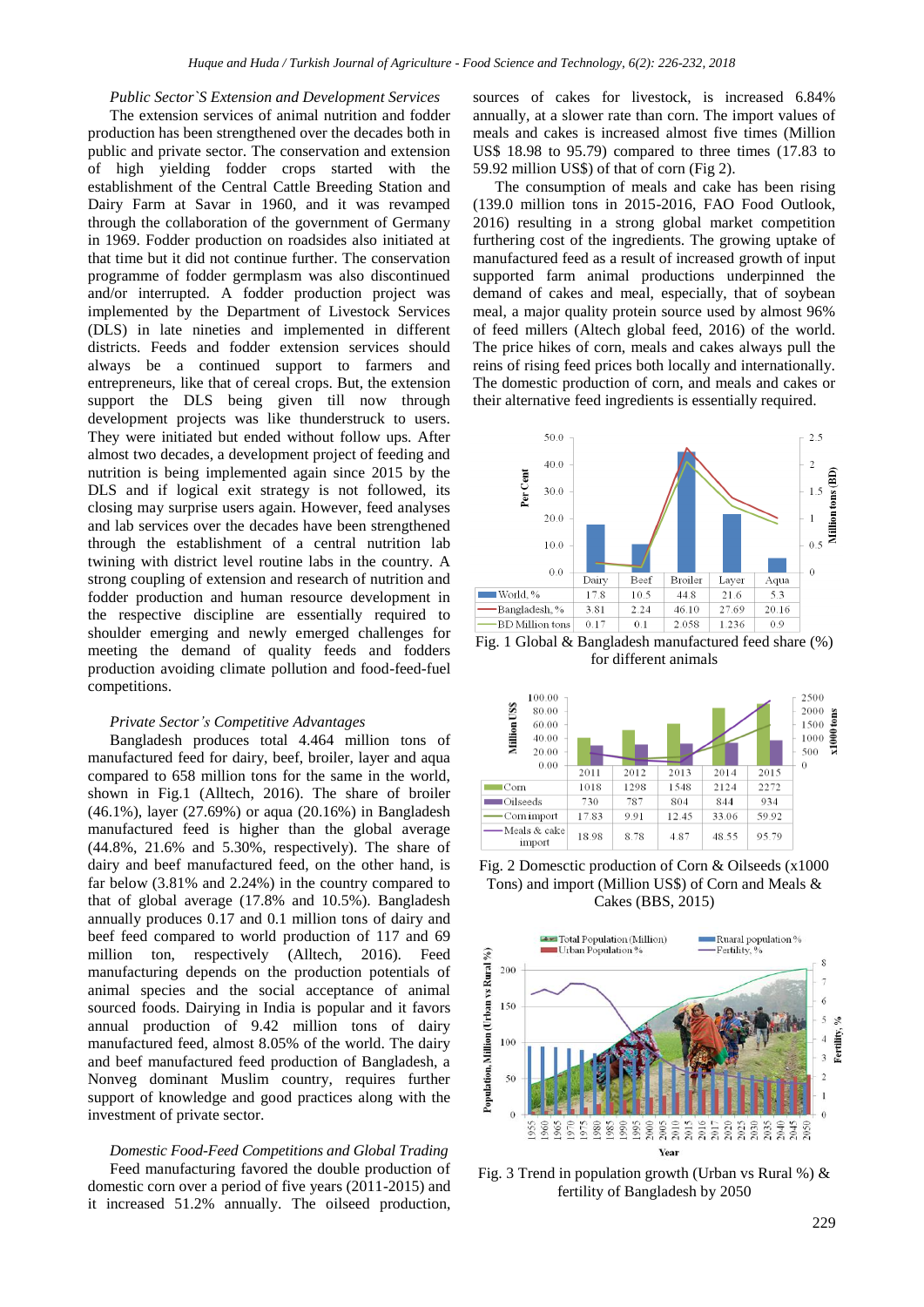*Public Sector`S Extension and Development Services*

The extension services of animal nutrition and fodder production has been strengthened over the decades both in public and private sector. The conservation and extension of high yielding fodder crops started with the establishment of the Central Cattle Breeding Station and Dairy Farm at Savar in 1960, and it was revamped through the collaboration of the government of Germany in 1969. Fodder production on roadsides also initiated at that time but it did not continue further. The conservation programme of fodder germplasm was also discontinued and/or interrupted. A fodder production project was implemented by the Department of Livestock Services (DLS) in late nineties and implemented in different districts. Feeds and fodder extension services should always be a continued support to farmers and entrepreneurs, like that of cereal crops. But, the extension support the DLS being given till now through development projects was like thunderstruck to users. They were initiated but ended without follow ups. After almost two decades, a development project of feeding and nutrition is being implemented again since 2015 by the DLS and if logical exit strategy is not followed, its closing may surprise users again. However, feed analyses and lab services over the decades have been strengthened through the establishment of a central nutrition lab twining with district level routine labs in the country. A strong coupling of extension and research of nutrition and fodder production and human resource development in the respective discipline are essentially required to shoulder emerging and newly emerged challenges for meeting the demand of quality feeds and fodders production avoiding climate pollution and food-feed-fuel competitions.

*Private Sector's Competitive Advantages*

Bangladesh produces total 4.464 million tons of manufactured feed for dairy, beef, broiler, layer and aqua compared to 658 million tons for the same in the world, shown in Fig.1 (Alltech, 2016). The share of broiler (46.1%), layer (27.69%) or aqua (20.16%) in Bangladesh manufactured feed is higher than the global average (44.8%, 21.6% and 5.30%, respectively). The share of dairy and beef manufactured feed, on the other hand, is far below (3.81% and 2.24%) in the country compared to that of global average (17.8% and 10.5%). Bangladesh annually produces 0.17 and 0.1 million tons of dairy and beef feed compared to world production of 117 and 69 million ton, respectively (Alltech, 2016). Feed manufacturing depends on the production potentials of animal species and the social acceptance of animal sourced foods. Dairying in India is popular and it favors annual production of 9.42 million tons of dairy manufactured feed, almost 8.05% of the world. The dairy and beef manufactured feed production of Bangladesh, a Nonveg dominant Muslim country, requires further support of knowledge and good practices along with the investment of private sector.

*Domestic Food-Feed Competitions and Global Trading*

Feed manufacturing favored the double production of domestic corn over a period of five years (2011-2015) and it increased 51.2% annually. The oilseed production, sources of cakes for livestock, is increased 6.84% annually, at a slower rate than corn. The import values of meals and cakes is increased almost five times (Million US$ 18.98 to 95.79) compared to three times (17.83 to 59.92 million US$) of that of corn (Fig 2).

The consumption of meals and cake has been rising (139.0 million tons in 2015-2016, FAO Food Outlook, 2016) resulting in a strong global market competition furthering cost of the ingredients. The growing uptake of manufactured feed as a result of increased growth of input supported farm animal productions underpinned the demand of cakes and meal, especially, that of soybean meal, a major quality protein source used by almost 96% of feed millers (Altech global feed, 2016) of the world. The price hikes of corn, meals and cakes always pull the reins of rising feed prices both locally and internationally. The domestic production of corn, and meals and cakes or their alternative feed ingredients is essentially required.

| | Dairy | Beef | Broiler | Layer | Aqua |
|---|---|---|---|---|---|
| World, % | 17.8 | 10.5 | 44.8 | 21.6 | 5.3 |
| Bangladesh, % | 3.81 | 2.24 | 46.10 | 27.69 | 20.16 |
| BD Million tons | 0.17 | 0.1 | 2.058 | 1.236 | 0.9 |

Fig. 1 Global & Bangladesh manufactured feed share (%) for different animals

| | 2011 | 2012 | 2013 | 2014 | 2015 |
|---|---|---|---|---|---|
| Corn | 1018 | 1298 | 1548 | 2124 | 2272 |
| Oilseeds | 730 | 787 | 804 | 844 | 934 |
| Corn import | 17.83 | 9.91 | 12.45 | 33.06 | 59.92 |
| Meals & cake import | 18.98 | 8.78 | 4.87 | 48.55 | 95.79 |

Fig. 2 Domesctic production of Corn & Oilseeds (x1000 Tons) and import (Million US$) of Corn and Meals & Cakes (BBS, 2015)

Fig. 3 Trend in population growth (Urban vs Rural %) & fertility of Bangladesh by 2050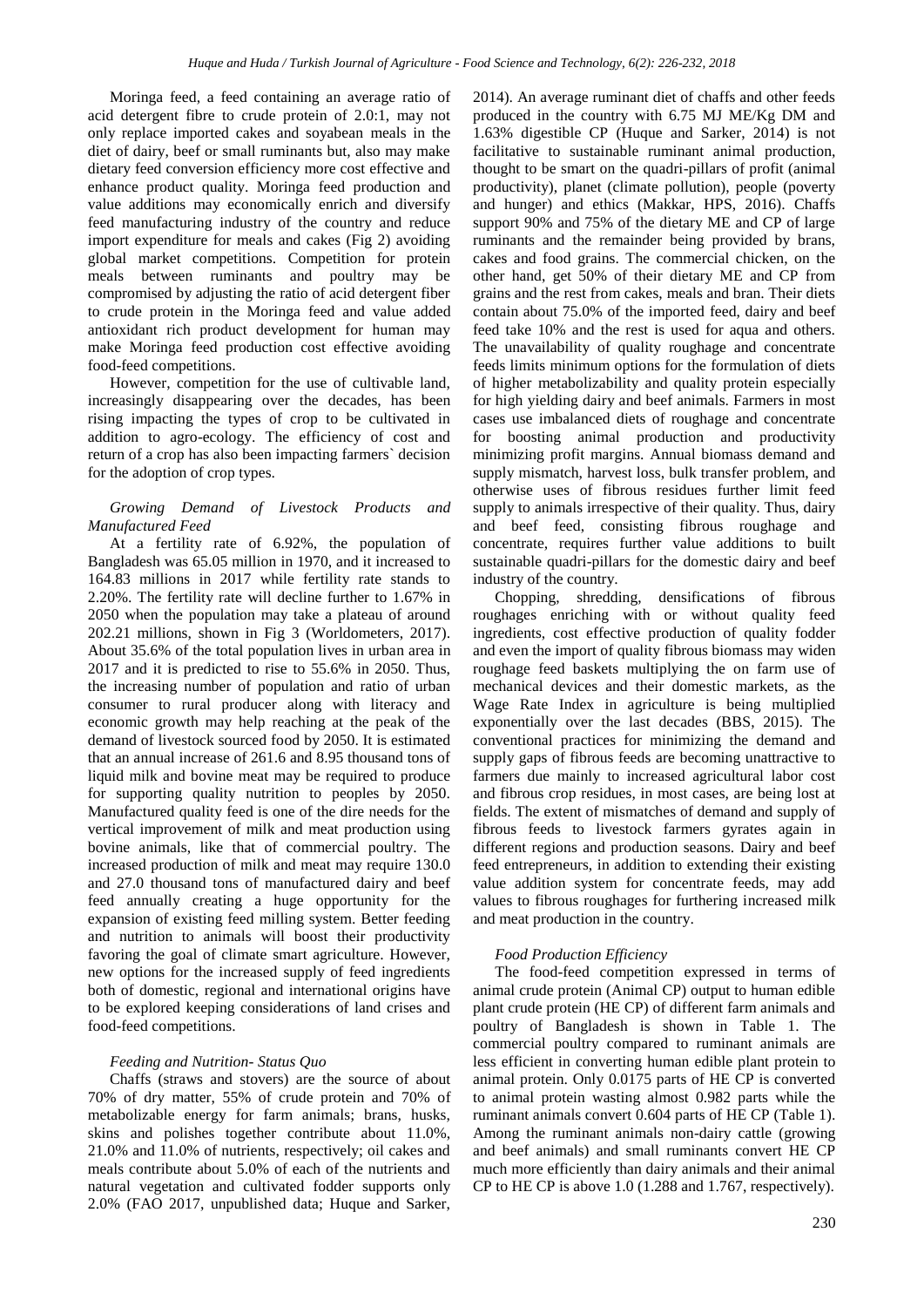Moringa feed, a feed containing an average ratio of acid detergent fibre to crude protein of 2.0:1, may not only replace imported cakes and soyabean meals in the diet of dairy, beef or small ruminants but, also may make dietary feed conversion efficiency more cost effective and enhance product quality. Moringa feed production and value additions may economically enrich and diversify feed manufacturing industry of the country and reduce import expenditure for meals and cakes (Fig 2) avoiding global market competitions. Competition for protein meals between ruminants and poultry may be compromised by adjusting the ratio of acid detergent fiber to crude protein in the Moringa feed and value added antioxidant rich product development for human may make Moringa feed production cost effective avoiding food-feed competitions.

However, competition for the use of cultivable land, increasingly disappearing over the decades, has been rising impacting the types of crop to be cultivated in addition to agro-ecology. The efficiency of cost and return of a crop has also been impacting farmers` decision for the adoption of crop types.

*Growing Demand of Livestock Products and Manufactured Feed*

At a fertility rate of 6.92%, the population of Bangladesh was 65.05 million in 1970, and it increased to 164.83 millions in 2017 while fertility rate stands to 2.20%. The fertility rate will decline further to 1.67% in 2050 when the population may take a plateau of around 202.21 millions, shown in Fig 3 (Worldometers, 2017). About 35.6% of the total population lives in urban area in 2017 and it is predicted to rise to 55.6% in 2050. Thus, the increasing number of population and ratio of urban consumer to rural producer along with literacy and economic growth may help reaching at the peak of the demand of livestock sourced food by 2050. It is estimated that an annual increase of 261.6 and 8.95 thousand tons of liquid milk and bovine meat may be required to produce for supporting quality nutrition to peoples by 2050. Manufactured quality feed is one of the dire needs for the vertical improvement of milk and meat production using bovine animals, like that of commercial poultry. The increased production of milk and meat may require 130.0 and 27.0 thousand tons of manufactured dairy and beef feed annually creating a huge opportunity for the expansion of existing feed milling system. Better feeding and nutrition to animals will boost their productivity favoring the goal of climate smart agriculture. However, new options for the increased supply of feed ingredients both of domestic, regional and international origins have to be explored keeping considerations of land crises and food-feed competitions.

*Feeding and Nutrition- Status Quo*

Chaffs (straws and stovers) are the source of about 70% of dry matter, 55% of crude protein and 70% of metabolizable energy for farm animals; brans, husks, skins and polishes together contribute about 11.0%, 21.0% and 11.0% of nutrients, respectively; oil cakes and meals contribute about 5.0% of each of the nutrients and natural vegetation and cultivated fodder supports only 2.0% (FAO 2017, unpublished data; Huque and Sarker, 2014). An average ruminant diet of chaffs and other feeds produced in the country with 6.75 MJ ME/Kg DM and 1.63% digestible CP (Huque and Sarker, 2014) is not facilitative to sustainable ruminant animal production, thought to be smart on the quadri-pillars of profit (animal productivity), planet (climate pollution), people (poverty and hunger) and ethics (Makkar, HPS, 2016). Chaffs support 90% and 75% of the dietary ME and CP of large ruminants and the remainder being provided by brans, cakes and food grains. The commercial chicken, on the other hand, get 50% of their dietary ME and CP from grains and the rest from cakes, meals and bran. Their diets contain about 75.0% of the imported feed, dairy and beef feed take 10% and the rest is used for aqua and others. The unavailability of quality roughage and concentrate feeds limits minimum options for the formulation of diets of higher metabolizability and quality protein especially for high yielding dairy and beef animals. Farmers in most cases use imbalanced diets of roughage and concentrate for boosting animal production and productivity minimizing profit margins. Annual biomass demand and supply mismatch, harvest loss, bulk transfer problem, and otherwise uses of fibrous residues further limit feed supply to animals irrespective of their quality. Thus, dairy and beef feed, consisting fibrous roughage and concentrate, requires further value additions to built sustainable quadri-pillars for the domestic dairy and beef industry of the country.

Chopping, shredding, densifications of fibrous roughages enriching with or without quality feed ingredients, cost effective production of quality fodder and even the import of quality fibrous biomass may widen roughage feed baskets multiplying the on farm use of mechanical devices and their domestic markets, as the Wage Rate Index in agriculture is being multiplied exponentially over the last decades (BBS, 2015). The conventional practices for minimizing the demand and supply gaps of fibrous feeds are becoming unattractive to farmers due mainly to increased agricultural labor cost and fibrous crop residues, in most cases, are being lost at fields. The extent of mismatches of demand and supply of fibrous feeds to livestock farmers gyrates again in different regions and production seasons. Dairy and beef feed entrepreneurs, in addition to extending their existing value addition system for concentrate feeds, may add values to fibrous roughages for furthering increased milk and meat production in the country.

*Food Production Efficiency*

The food-feed competition expressed in terms of animal crude protein (Animal CP) output to human edible plant crude protein (HE CP) of different farm animals and poultry of Bangladesh is shown in Table 1. The commercial poultry compared to ruminant animals are less efficient in converting human edible plant protein to animal protein. Only 0.0175 parts of HE CP is converted to animal protein wasting almost 0.982 parts while the ruminant animals convert 0.604 parts of HE CP (Table 1). Among the ruminant animals non-dairy cattle (growing and beef animals) and small ruminants convert HE CP much more efficiently than dairy animals and their animal CP to HE CP is above 1.0 (1.288 and 1.767, respectively).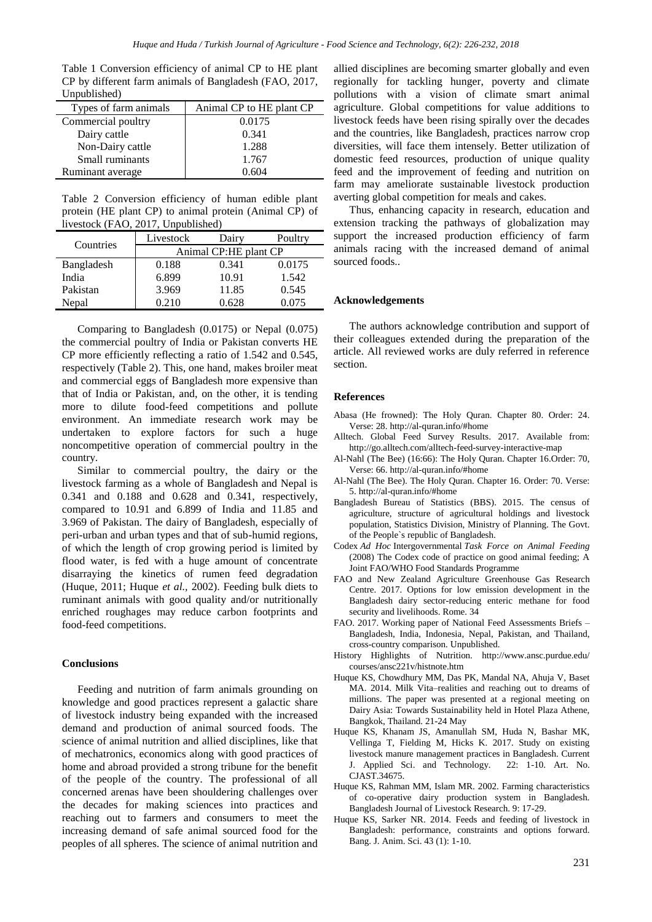Table 1 Conversion efficiency of animal CP to HE plant CP by different farm animals of Bangladesh (FAO, 2017, Unpublished)

| Types of farm animals | Animal CP to HE plant CP |
|---|---|
| Commercial poultry | 0.0175 |
| Dairy cattle | 0.341 |
| Non-Dairy cattle | 1.288 |
| Small ruminants | 1.767 |
| Ruminant average | 0.604 |

Table 2 Conversion efficiency of human edible plant protein (HE plant CP) to animal protein (Animal CP) of livestock (FAO, 2017, Unpublished)

| Countries | Livestock | Dairy | Poultry |
|---|---|---|---|
| | Animal CP:HE plant CP | | |
| Bangladesh | 0.188 | 0.341 | 0.0175 |
| India | 6.899 | 10.91 | 1.542 |
| Pakistan | 3.969 | 11.85 | 0.545 |
| Nepal | 0.210 | 0.628 | 0.075 |

Comparing to Bangladesh (0.0175) or Nepal (0.075) the commercial poultry of India or Pakistan converts HE CP more efficiently reflecting a ratio of 1.542 and 0.545, respectively (Table 2). This, one hand, makes broiler meat and commercial eggs of Bangladesh more expensive than that of India or Pakistan, and, on the other, it is tending more to dilute food-feed competitions and pollute environment. An immediate research work may be undertaken to explore factors for such a huge noncompetitive operation of commercial poultry in the country.

Similar to commercial poultry, the dairy or the livestock farming as a whole of Bangladesh and Nepal is 0.341 and 0.188 and 0.628 and 0.341, respectively, compared to 10.91 and 6.899 of India and 11.85 and 3.969 of Pakistan. The dairy of Bangladesh, especially of peri-urban and urban types and that of sub-humid regions, of which the length of crop growing period is limited by flood water, is fed with a huge amount of concentrate disarraying the kinetics of rumen feed degradation (Huque, 2011; Huque *et al.,* 2002). Feeding bulk diets to ruminant animals with good quality and/or nutritionally enriched roughages may reduce carbon footprints and food-feed competitions.

## Conclusions

Feeding and nutrition of farm animals grounding on knowledge and good practices represent a galactic share of livestock industry being expanded with the increased demand and production of animal sourced foods. The science of animal nutrition and allied disciplines, like that of mechatronics, economics along with good practices of home and abroad provided a strong tribune for the benefit of the people of the country. The professional of all concerned arenas have been shouldering challenges over the decades for making sciences into practices and reaching out to farmers and consumers to meet the increasing demand of safe animal sourced food for the peoples of all spheres. The science of animal nutrition and allied disciplines are becoming smarter globally and even regionally for tackling hunger, poverty and climate pollutions with a vision of climate smart animal agriculture. Global competitions for value additions to livestock feeds have been rising spirally over the decades and the countries, like Bangladesh, practices narrow crop diversities, will face them intensely. Better utilization of domestic feed resources, production of unique quality feed and the improvement of feeding and nutrition on farm may ameliorate sustainable livestock production averting global competition for meals and cakes.

Thus, enhancing capacity in research, education and extension tracking the pathways of globalization may support the increased production efficiency of farm animals racing with the increased demand of animal sourced foods..

## Acknowledgements

The authors acknowledge contribution and support of their colleagues extended during the preparation of the article. All reviewed works are duly referred in reference section.

## References

Abasa (He frowned): The Holy Quran. Chapter 80. Order: 24. Verse: 28. http://al-quran.info/#home

Alltech. Global Feed Survey Results. 2017. Available from: http://go.alltech.com/alltech-feed-survey-interactive-map

Al-Nahl (The Bee) (16:66): The Holy Quran. Chapter 16.Order: 70, Verse: 66. http://al-quran.info/#home

Al-Nahl (The Bee). The Holy Quran. Chapter 16. Order: 70. Verse: 5. http://al-quran.info/#home

Bangladesh Bureau of Statistics (BBS). 2015. The census of agriculture, structure of agricultural holdings and livestock population, Statistics Division, Ministry of Planning. The Govt. of the People`s republic of Bangladesh.

Codex *Ad Hoc* Intergovernmental *Task Force on Animal Feeding* (2008) The Codex code of practice on good animal feeding; A Joint FAO/WHO Food Standards Programme

FAO and New Zealand Agriculture Greenhouse Gas Research Centre. 2017. Options for low emission development in the Bangladesh dairy sector-reducing enteric methane for food security and livelihoods. Rome. 34

FAO. 2017. Working paper of National Feed Assessments Briefs – Bangladesh, India, Indonesia, Nepal, Pakistan, and Thailand, cross-country comparison. Unpublished.

History Highlights of Nutrition. http://www.ansc.purdue.edu/courses/ansc221v/histnote.htm

Huque KS, Chowdhury MM, Das PK, Mandal NA, Ahuja V, Baset MA. 2014. Milk Vita–realities and reaching out to dreams of millions. The paper was presented at a regional meeting on Dairy Asia: Towards Sustainability held in Hotel Plaza Athene, Bangkok, Thailand. 21-24 May

Huque KS, Khanam JS, Amanullah SM, Huda N, Bashar MK, Vellinga T, Fielding M, Hicks K. 2017. Study on existing livestock manure management practices in Bangladesh. Current J. Applied Sci. and Technology. 22: 1-10. Art. No. CJAST.34675.

Huque KS, Rahman MM, Islam MR. 2002. Farming characteristics of co-operative dairy production system in Bangladesh. Bangladesh Journal of Livestock Research. 9: 17-29.

Huque KS, Sarker NR. 2014. Feeds and feeding of livestock in Bangladesh: performance, constraints and options forward. Bang. J. Anim. Sci. 43 (1): 1-10.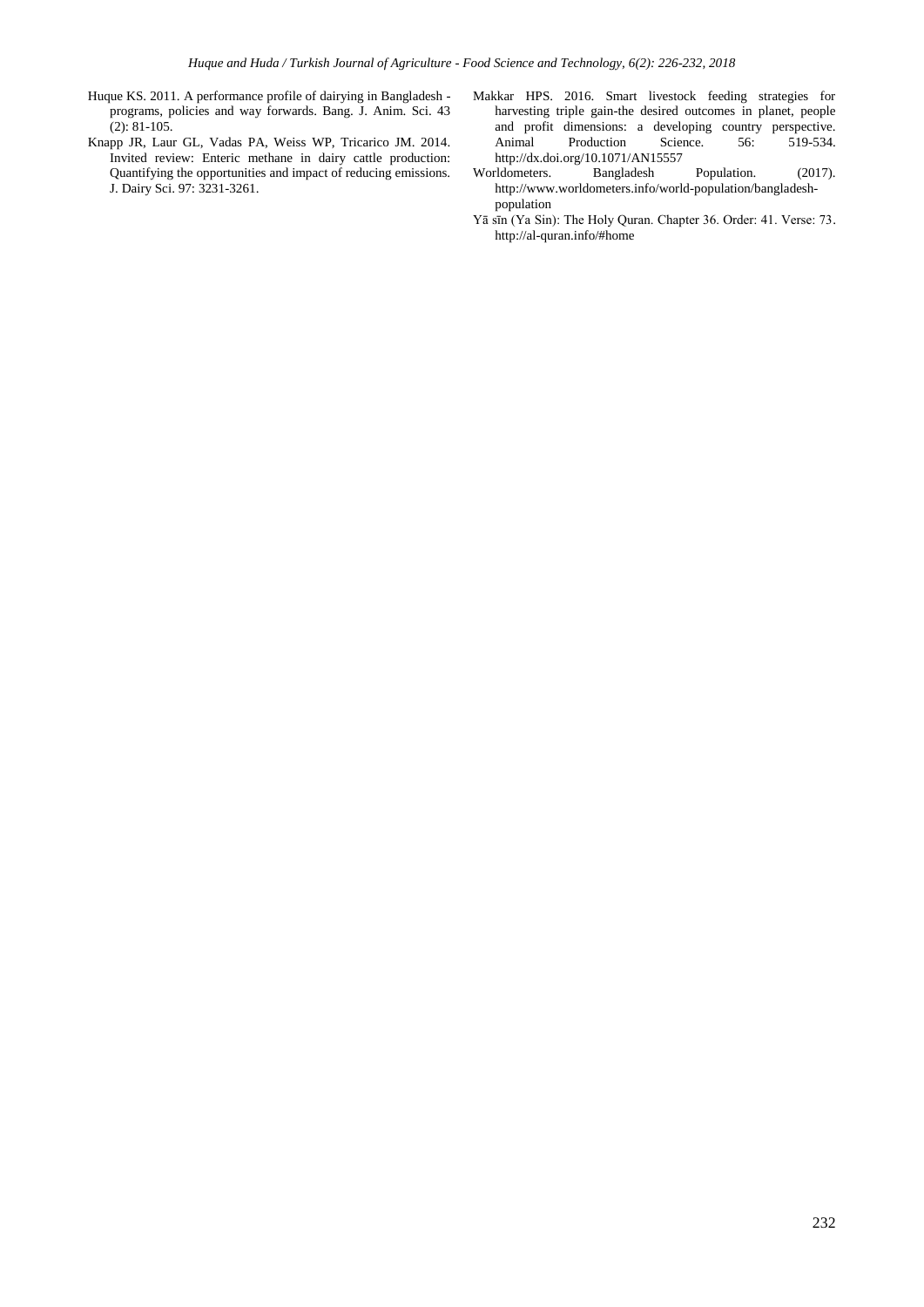Huque KS. 2011. A performance profile of dairying in Bangladesh - programs, policies and way forwards. Bang. J. Anim. Sci. 43 (2): 81-105.

Knapp JR, Laur GL, Vadas PA, Weiss WP, Tricarico JM. 2014. Invited review: Enteric methane in dairy cattle production: Quantifying the opportunities and impact of reducing emissions. J. Dairy Sci. 97: 3231-3261.

Makkar HPS. 2016. Smart livestock feeding strategies for harvesting triple gain-the desired outcomes in planet, people and profit dimensions: a developing country perspective. Animal Production Science. 56: 519-534. http://dx.doi.org/10.1071/AN15557

Worldometers. Bangladesh Population. (2017). http://www.worldometers.info/world-population/bangladesh-population

Yā sīn (Ya Sin): The Holy Quran. Chapter 36. Order: 41. Verse: 73. http://al-quran.info/#home